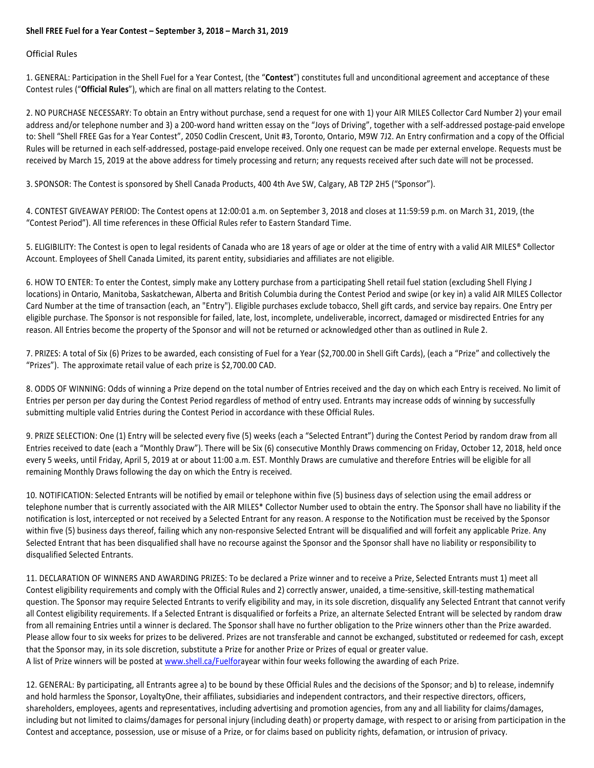**Shell FREE Fuel for a Year Contest – September 3, 2018 – March 31, 2019**

Official Rules

1. GENERAL: Participation in the Shell Fuel for a Year Contest, (the "**Contest**") constitutes full and unconditional agreement and acceptance of these Contest rules ("**Official Rules**"), which are final on all matters relating to the Contest.

2. NO PURCHASE NECESSARY: To obtain an Entry without purchase, send a request for one with 1) your AIR MILES Collector Card Number 2) your email address and/or telephone number and 3) a 200-word hand written essay on the "Joys of Driving", together with a self-addressed postage-paid envelope to: Shell "Shell FREE Gas for a Year Contest", 2050 Codlin Crescent, Unit #3, Toronto, Ontario, M9W 7J2. An Entry confirmation and a copy of the Official Rules will be returned in each self-addressed, postage-paid envelope received. Only one request can be made per external envelope. Requests must be received by March 15, 2019 at the above address for timely processing and return; any requests received after such date will not be processed.

3. SPONSOR: The Contest is sponsored by Shell Canada Products, 400 4th Ave SW, Calgary, AB T2P 2H5 ("Sponsor").

4. CONTEST GIVEAWAY PERIOD: The Contest opens at 12:00:01 a.m. on September 3, 2018 and closes at 11:59:59 p.m. on March 31, 2019, (the "Contest Period"). All time references in these Official Rules refer to Eastern Standard Time.

5. ELIGIBILITY: The Contest is open to legal residents of Canada who are 18 years of age or older at the time of entry with a valid AIR MILES® Collector Account. Employees of Shell Canada Limited, its parent entity, subsidiaries and affiliates are not eligible.

6. HOW TO ENTER: To enter the Contest, simply make any Lottery purchase from a participating Shell retail fuel station (excluding Shell Flying J locations) in Ontario, Manitoba, Saskatchewan, Alberta and British Columbia during the Contest Period and swipe (or key in) a valid AIR MILES Collector Card Number at the time of transaction (each, an "Entry"). Eligible purchases exclude tobacco, Shell gift cards, and service bay repairs. One Entry per eligible purchase. The Sponsor is not responsible for failed, late, lost, incomplete, undeliverable, incorrect, damaged or misdirected Entries for any reason. All Entries become the property of the Sponsor and will not be returned or acknowledged other than as outlined in Rule 2.

7. PRIZES: A total of Six (6) Prizes to be awarded, each consisting of Fuel for a Year ($2,700.00 in Shell Gift Cards), (each a "Prize" and collectively the "Prizes"). The approximate retail value of each prize is $2,700.00 CAD.

8. ODDS OF WINNING: Odds of winning a Prize depend on the total number of Entries received and the day on which each Entry is received. No limit of Entries per person per day during the Contest Period regardless of method of entry used. Entrants may increase odds of winning by successfully submitting multiple valid Entries during the Contest Period in accordance with these Official Rules.

9. PRIZE SELECTION: One (1) Entry will be selected every five (5) weeks (each a "Selected Entrant") during the Contest Period by random draw from all Entries received to date (each a "Monthly Draw"). There will be Six (6) consecutive Monthly Draws commencing on Friday, October 12, 2018, held once every 5 weeks, until Friday, April 5, 2019 at or about 11:00 a.m. EST. Monthly Draws are cumulative and therefore Entries will be eligible for all remaining Monthly Draws following the day on which the Entry is received.

10. NOTIFICATION: Selected Entrants will be notified by email or telephone within five (5) business days of selection using the email address or telephone number that is currently associated with the AIR MILES* Collector Number used to obtain the entry. The Sponsor shall have no liability if the notification is lost, intercepted or not received by a Selected Entrant for any reason. A response to the Notification must be received by the Sponsor within five (5) business days thereof, failing which any non-responsive Selected Entrant will be disqualified and will forfeit any applicable Prize. Any Selected Entrant that has been disqualified shall have no recourse against the Sponsor and the Sponsor shall have no liability or responsibility to disqualified Selected Entrants.

11. DECLARATION OF WINNERS AND AWARDING PRIZES: To be declared a Prize winner and to receive a Prize, Selected Entrants must 1) meet all Contest eligibility requirements and comply with the Official Rules and 2) correctly answer, unaided, a time-sensitive, skill-testing mathematical question. The Sponsor may require Selected Entrants to verify eligibility and may, in its sole discretion, disqualify any Selected Entrant that cannot verify all Contest eligibility requirements. If a Selected Entrant is disqualified or forfeits a Prize, an alternate Selected Entrant will be selected by random draw from all remaining Entries until a winner is declared. The Sponsor shall have no further obligation to the Prize winners other than the Prize awarded. Please allow four to six weeks for prizes to be delivered. Prizes are not transferable and cannot be exchanged, substituted or redeemed for cash, except that the Sponsor may, in its sole discretion, substitute a Prize for another Prize or Prizes of equal or greater value.
A list of Prize winners will be posted at www.shell.ca/Fuelforayear within four weeks following the awarding of each Prize.

12. GENERAL: By participating, all Entrants agree a) to be bound by these Official Rules and the decisions of the Sponsor; and b) to release, indemnify and hold harmless the Sponsor, LoyaltyOne, their affiliates, subsidiaries and independent contractors, and their respective directors, officers, shareholders, employees, agents and representatives, including advertising and promotion agencies, from any and all liability for claims/damages, including but not limited to claims/damages for personal injury (including death) or property damage, with respect to or arising from participation in the Contest and acceptance, possession, use or misuse of a Prize, or for claims based on publicity rights, defamation, or intrusion of privacy.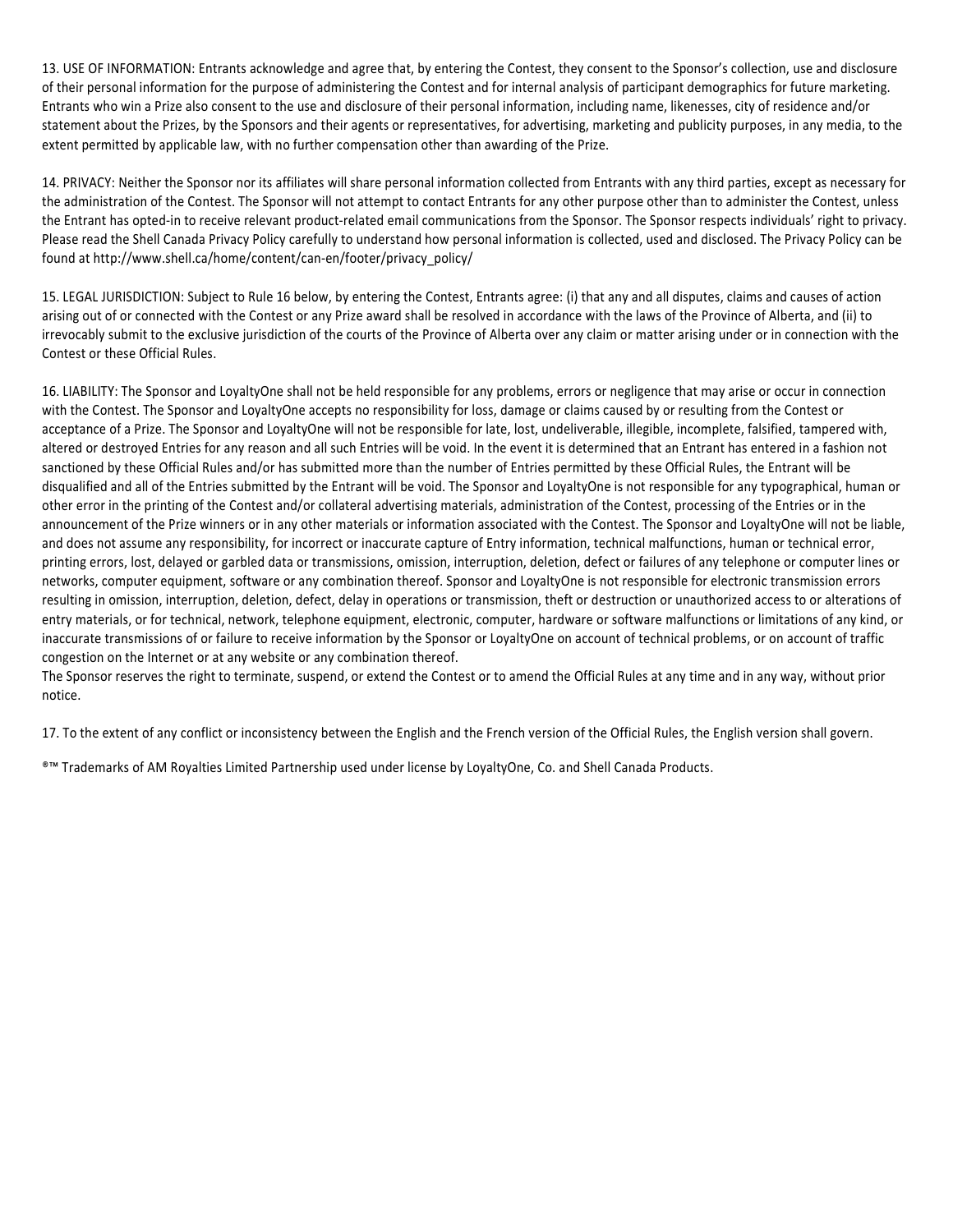13. USE OF INFORMATION: Entrants acknowledge and agree that, by entering the Contest, they consent to the Sponsor's collection, use and disclosure of their personal information for the purpose of administering the Contest and for internal analysis of participant demographics for future marketing. Entrants who win a Prize also consent to the use and disclosure of their personal information, including name, likenesses, city of residence and/or statement about the Prizes, by the Sponsors and their agents or representatives, for advertising, marketing and publicity purposes, in any media, to the extent permitted by applicable law, with no further compensation other than awarding of the Prize.

14. PRIVACY: Neither the Sponsor nor its affiliates will share personal information collected from Entrants with any third parties, except as necessary for the administration of the Contest. The Sponsor will not attempt to contact Entrants for any other purpose other than to administer the Contest, unless the Entrant has opted-in to receive relevant product-related email communications from the Sponsor. The Sponsor respects individuals' right to privacy. Please read the Shell Canada Privacy Policy carefully to understand how personal information is collected, used and disclosed. The Privacy Policy can be found at http://www.shell.ca/home/content/can-en/footer/privacy_policy/

15. LEGAL JURISDICTION: Subject to Rule 16 below, by entering the Contest, Entrants agree: (i) that any and all disputes, claims and causes of action arising out of or connected with the Contest or any Prize award shall be resolved in accordance with the laws of the Province of Alberta, and (ii) to irrevocably submit to the exclusive jurisdiction of the courts of the Province of Alberta over any claim or matter arising under or in connection with the Contest or these Official Rules.

16. LIABILITY: The Sponsor and LoyaltyOne shall not be held responsible for any problems, errors or negligence that may arise or occur in connection with the Contest. The Sponsor and LoyaltyOne accepts no responsibility for loss, damage or claims caused by or resulting from the Contest or acceptance of a Prize. The Sponsor and LoyaltyOne will not be responsible for late, lost, undeliverable, illegible, incomplete, falsified, tampered with, altered or destroyed Entries for any reason and all such Entries will be void. In the event it is determined that an Entrant has entered in a fashion not sanctioned by these Official Rules and/or has submitted more than the number of Entries permitted by these Official Rules, the Entrant will be disqualified and all of the Entries submitted by the Entrant will be void. The Sponsor and LoyaltyOne is not responsible for any typographical, human or other error in the printing of the Contest and/or collateral advertising materials, administration of the Contest, processing of the Entries or in the announcement of the Prize winners or in any other materials or information associated with the Contest. The Sponsor and LoyaltyOne will not be liable, and does not assume any responsibility, for incorrect or inaccurate capture of Entry information, technical malfunctions, human or technical error, printing errors, lost, delayed or garbled data or transmissions, omission, interruption, deletion, defect or failures of any telephone or computer lines or networks, computer equipment, software or any combination thereof. Sponsor and LoyaltyOne is not responsible for electronic transmission errors resulting in omission, interruption, deletion, defect, delay in operations or transmission, theft or destruction or unauthorized access to or alterations of entry materials, or for technical, network, telephone equipment, electronic, computer, hardware or software malfunctions or limitations of any kind, or inaccurate transmissions of or failure to receive information by the Sponsor or LoyaltyOne on account of technical problems, or on account of traffic congestion on the Internet or at any website or any combination thereof.
The Sponsor reserves the right to terminate, suspend, or extend the Contest or to amend the Official Rules at any time and in any way, without prior notice.

17. To the extent of any conflict or inconsistency between the English and the French version of the Official Rules, the English version shall govern.

®™ Trademarks of AM Royalties Limited Partnership used under license by LoyaltyOne, Co. and Shell Canada Products.